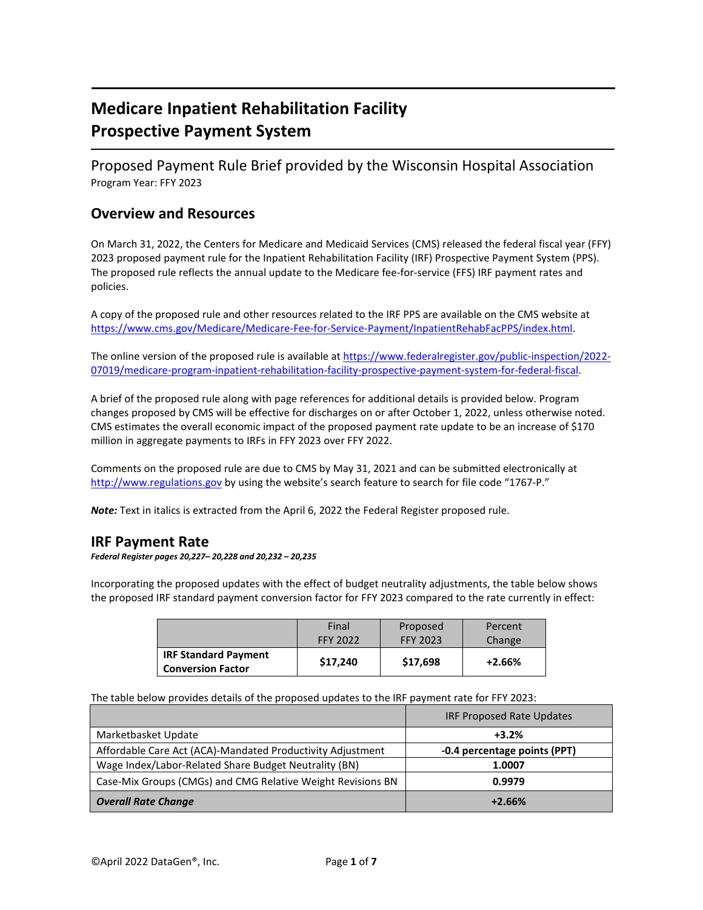# Medicare Inpatient Rehabilitation Facility Prospective Payment System

Proposed Payment Rule Brief provided by the Wisconsin Hospital Association

Program Year: FFY 2023

## Overview and Resources

On March 31, 2022, the Centers for Medicare and Medicaid Services (CMS) released the federal fiscal year (FFY) 2023 proposed payment rule for the Inpatient Rehabilitation Facility (IRF) Prospective Payment System (PPS). The proposed rule reflects the annual update to the Medicare fee-for-service (FFS) IRF payment rates and policies.

A copy of the proposed rule and other resources related to the IRF PPS are available on the CMS website at https://www.cms.gov/Medicare/Medicare-Fee-for-Service-Payment/InpatientRehabFacPPS/index.html.

The online version of the proposed rule is available at https://www.federalregister.gov/public-inspection/2022-07019/medicare-program-inpatient-rehabilitation-facility-prospective-payment-system-for-federal-fiscal.

A brief of the proposed rule along with page references for additional details is provided below. Program changes proposed by CMS will be effective for discharges on or after October 1, 2022, unless otherwise noted. CMS estimates the overall economic impact of the proposed payment rate update to be an increase of $170 million in aggregate payments to IRFs in FFY 2023 over FFY 2022.

Comments on the proposed rule are due to CMS by May 31, 2021 and can be submitted electronically at http://www.regulations.gov by using the website's search feature to search for file code "1767-P."

***Note:*** Text in italics is extracted from the April 6, 2022 the Federal Register proposed rule.

## IRF Payment Rate

***Federal Register pages 20,227– 20,228 and 20,232 – 20,235***

Incorporating the proposed updates with the effect of budget neutrality adjustments, the table below shows the proposed IRF standard payment conversion factor for FFY 2023 compared to the rate currently in effect:

| | Final FFY 2022 | Proposed FFY 2023 | Percent Change |
|---|---|---|---|
| **IRF Standard Payment Conversion Factor** | **$17,240** | **$17,698** | **+2.66%** |

The table below provides details of the proposed updates to the IRF payment rate for FFY 2023:

| | IRF Proposed Rate Updates |
|---|---|
| Marketbasket Update | **+3.2%** |
| Affordable Care Act (ACA)-Mandated Productivity Adjustment | **-0.4 percentage points (PPT)** |
| Wage Index/Labor-Related Share Budget Neutrality (BN) | **1.0007** |
| Case-Mix Groups (CMGs) and CMG Relative Weight Revisions BN | **0.9979** |
| ***Overall Rate Change*** | **+2.66%** |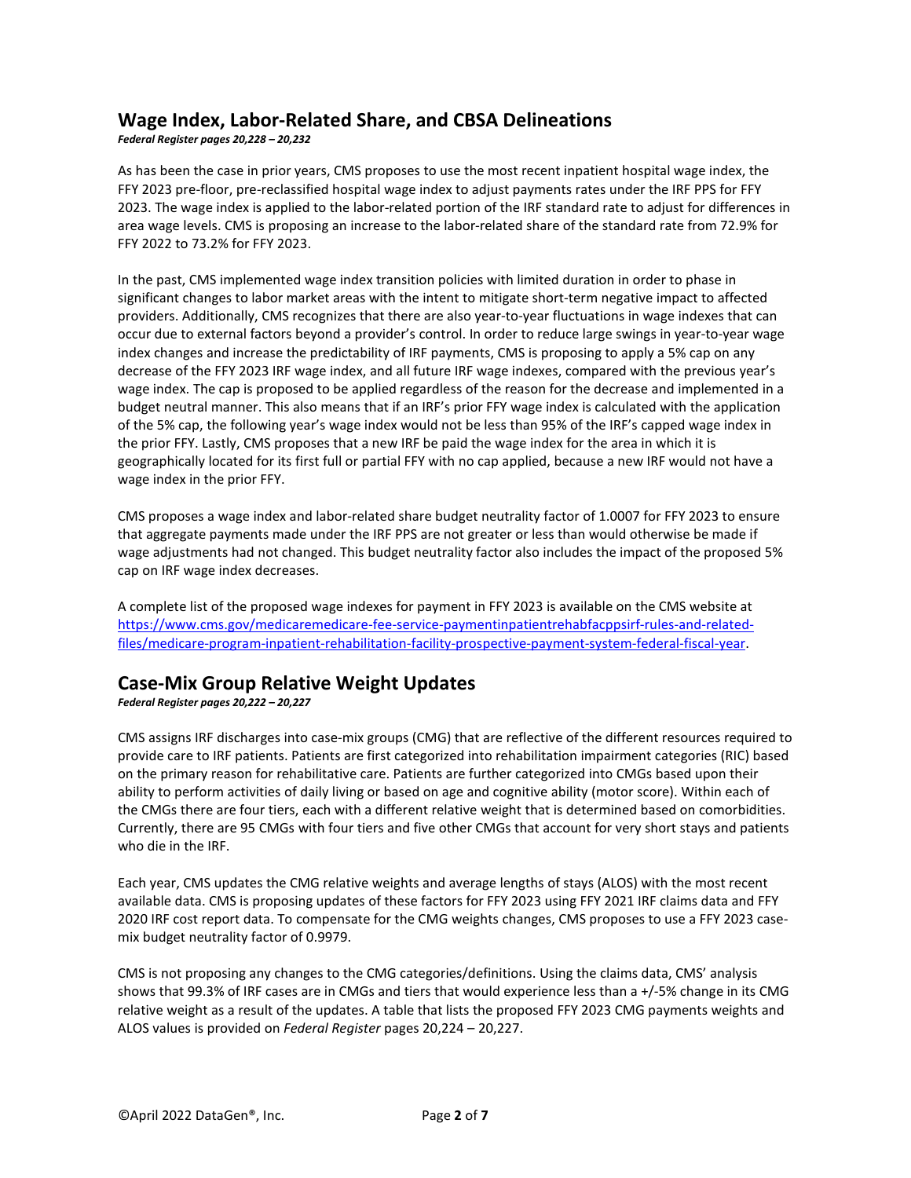## Wage Index, Labor-Related Share, and CBSA Delineations

***Federal Register pages 20,228 – 20,232***

As has been the case in prior years, CMS proposes to use the most recent inpatient hospital wage index, the FFY 2023 pre-floor, pre-reclassified hospital wage index to adjust payments rates under the IRF PPS for FFY 2023. The wage index is applied to the labor-related portion of the IRF standard rate to adjust for differences in area wage levels. CMS is proposing an increase to the labor-related share of the standard rate from 72.9% for FFY 2022 to 73.2% for FFY 2023.

In the past, CMS implemented wage index transition policies with limited duration in order to phase in significant changes to labor market areas with the intent to mitigate short-term negative impact to affected providers. Additionally, CMS recognizes that there are also year-to-year fluctuations in wage indexes that can occur due to external factors beyond a provider's control. In order to reduce large swings in year-to-year wage index changes and increase the predictability of IRF payments, CMS is proposing to apply a 5% cap on any decrease of the FFY 2023 IRF wage index, and all future IRF wage indexes, compared with the previous year's wage index. The cap is proposed to be applied regardless of the reason for the decrease and implemented in a budget neutral manner. This also means that if an IRF's prior FFY wage index is calculated with the application of the 5% cap, the following year's wage index would not be less than 95% of the IRF's capped wage index in the prior FFY. Lastly, CMS proposes that a new IRF be paid the wage index for the area in which it is geographically located for its first full or partial FFY with no cap applied, because a new IRF would not have a wage index in the prior FFY.

CMS proposes a wage index and labor-related share budget neutrality factor of 1.0007 for FFY 2023 to ensure that aggregate payments made under the IRF PPS are not greater or less than would otherwise be made if wage adjustments had not changed. This budget neutrality factor also includes the impact of the proposed 5% cap on IRF wage index decreases.

A complete list of the proposed wage indexes for payment in FFY 2023 is available on the CMS website at [https://www.cms.gov/medicaremedicare-fee-service-paymentinpatientrehabfacppsirf-rules-and-related-files/medicare-program-inpatient-rehabilitation-facility-prospective-payment-system-federal-fiscal-year](https://www.cms.gov/medicaremedicare-fee-service-paymentinpatientrehabfacppsirf-rules-and-related-files/medicare-program-inpatient-rehabilitation-facility-prospective-payment-system-federal-fiscal-year).

## Case-Mix Group Relative Weight Updates

***Federal Register pages 20,222 – 20,227***

CMS assigns IRF discharges into case-mix groups (CMG) that are reflective of the different resources required to provide care to IRF patients. Patients are first categorized into rehabilitation impairment categories (RIC) based on the primary reason for rehabilitative care. Patients are further categorized into CMGs based upon their ability to perform activities of daily living or based on age and cognitive ability (motor score). Within each of the CMGs there are four tiers, each with a different relative weight that is determined based on comorbidities. Currently, there are 95 CMGs with four tiers and five other CMGs that account for very short stays and patients who die in the IRF.

Each year, CMS updates the CMG relative weights and average lengths of stays (ALOS) with the most recent available data. CMS is proposing updates of these factors for FFY 2023 using FFY 2021 IRF claims data and FFY 2020 IRF cost report data. To compensate for the CMG weights changes, CMS proposes to use a FFY 2023 case-mix budget neutrality factor of 0.9979.

CMS is not proposing any changes to the CMG categories/definitions. Using the claims data, CMS' analysis shows that 99.3% of IRF cases are in CMGs and tiers that would experience less than a +/-5% change in its CMG relative weight as a result of the updates. A table that lists the proposed FFY 2023 CMG payments weights and ALOS values is provided on *Federal Register* pages 20,224 – 20,227.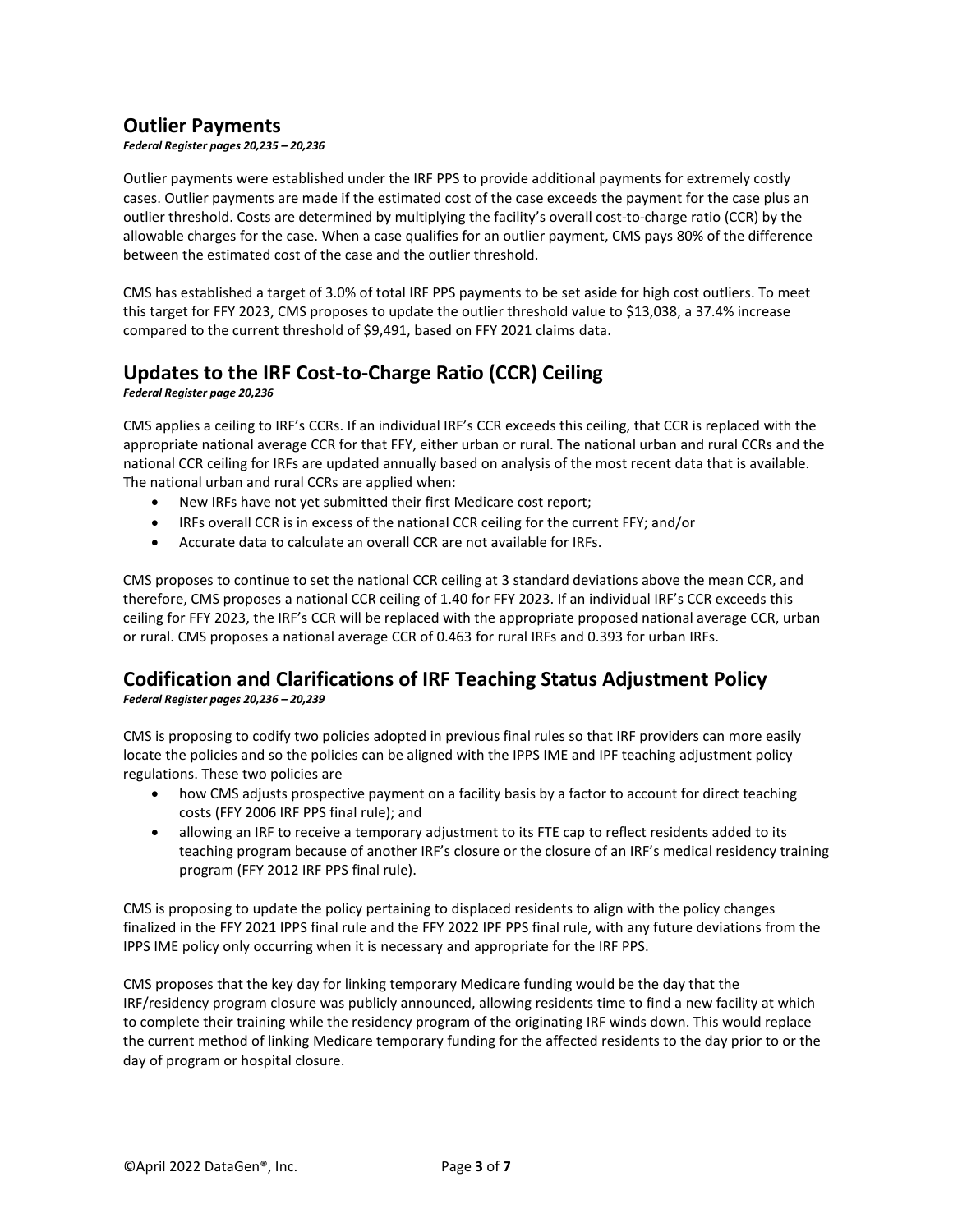## Outlier Payments

***Federal Register pages 20,235 – 20,236***

Outlier payments were established under the IRF PPS to provide additional payments for extremely costly cases. Outlier payments are made if the estimated cost of the case exceeds the payment for the case plus an outlier threshold. Costs are determined by multiplying the facility's overall cost-to-charge ratio (CCR) by the allowable charges for the case. When a case qualifies for an outlier payment, CMS pays 80% of the difference between the estimated cost of the case and the outlier threshold.

CMS has established a target of 3.0% of total IRF PPS payments to be set aside for high cost outliers. To meet this target for FFY 2023, CMS proposes to update the outlier threshold value to $13,038, a 37.4% increase compared to the current threshold of $9,491, based on FFY 2021 claims data.

## Updates to the IRF Cost-to-Charge Ratio (CCR) Ceiling

***Federal Register page 20,236***

CMS applies a ceiling to IRF's CCRs. If an individual IRF's CCR exceeds this ceiling, that CCR is replaced with the appropriate national average CCR for that FFY, either urban or rural. The national urban and rural CCRs and the national CCR ceiling for IRFs are updated annually based on analysis of the most recent data that is available. The national urban and rural CCRs are applied when:

- New IRFs have not yet submitted their first Medicare cost report;
- IRFs overall CCR is in excess of the national CCR ceiling for the current FFY; and/or
- Accurate data to calculate an overall CCR are not available for IRFs.

CMS proposes to continue to set the national CCR ceiling at 3 standard deviations above the mean CCR, and therefore, CMS proposes a national CCR ceiling of 1.40 for FFY 2023. If an individual IRF's CCR exceeds this ceiling for FFY 2023, the IRF's CCR will be replaced with the appropriate proposed national average CCR, urban or rural. CMS proposes a national average CCR of 0.463 for rural IRFs and 0.393 for urban IRFs.

## Codification and Clarifications of IRF Teaching Status Adjustment Policy

***Federal Register pages 20,236 – 20,239***

CMS is proposing to codify two policies adopted in previous final rules so that IRF providers can more easily locate the policies and so the policies can be aligned with the IPPS IME and IPF teaching adjustment policy regulations. These two policies are

- how CMS adjusts prospective payment on a facility basis by a factor to account for direct teaching costs (FFY 2006 IRF PPS final rule); and
- allowing an IRF to receive a temporary adjustment to its FTE cap to reflect residents added to its teaching program because of another IRF's closure or the closure of an IRF's medical residency training program (FFY 2012 IRF PPS final rule).

CMS is proposing to update the policy pertaining to displaced residents to align with the policy changes finalized in the FFY 2021 IPPS final rule and the FFY 2022 IPF PPS final rule, with any future deviations from the IPPS IME policy only occurring when it is necessary and appropriate for the IRF PPS.

CMS proposes that the key day for linking temporary Medicare funding would be the day that the IRF/residency program closure was publicly announced, allowing residents time to find a new facility at which to complete their training while the residency program of the originating IRF winds down. This would replace the current method of linking Medicare temporary funding for the affected residents to the day prior to or the day of program or hospital closure.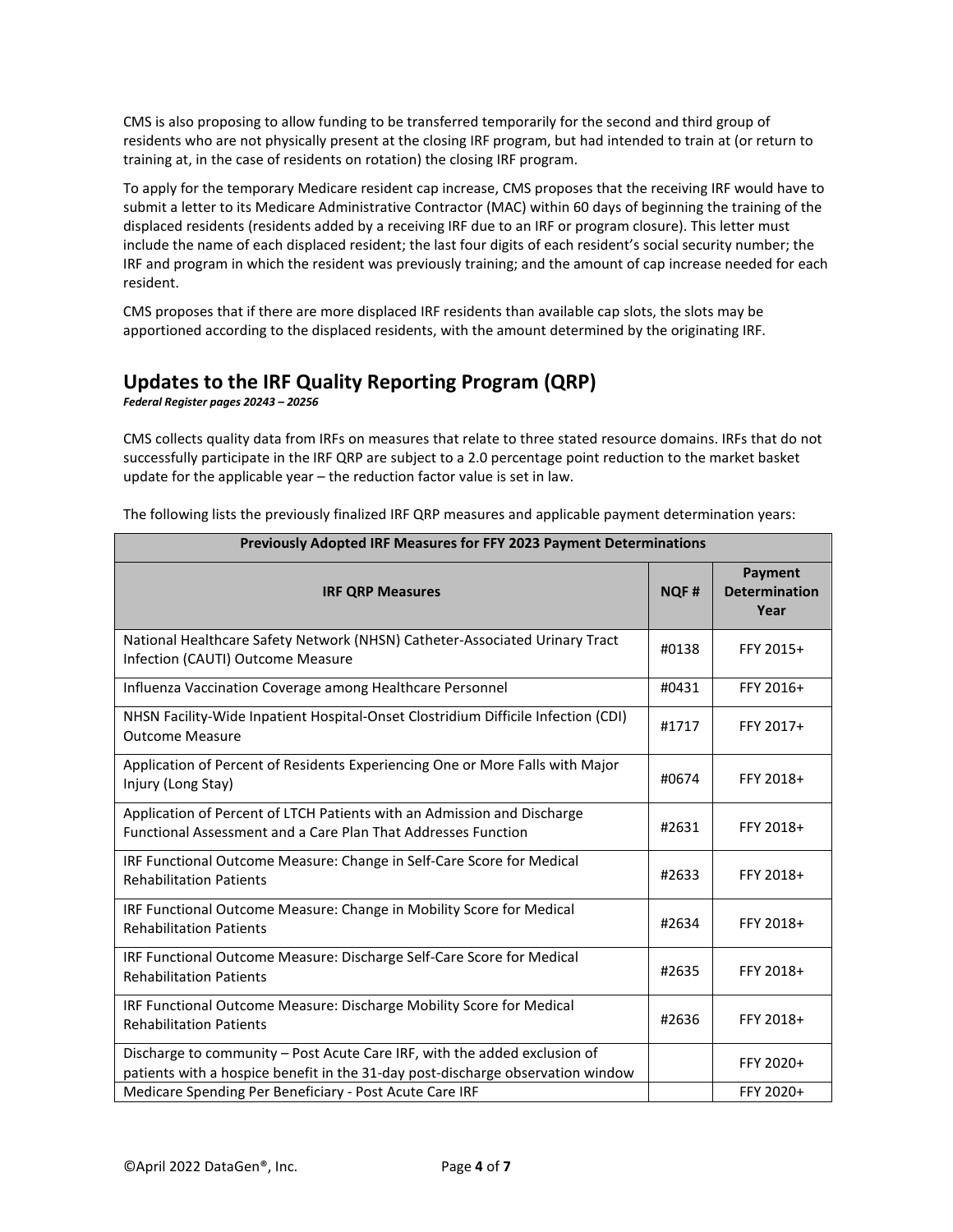CMS is also proposing to allow funding to be transferred temporarily for the second and third group of residents who are not physically present at the closing IRF program, but had intended to train at (or return to training at, in the case of residents on rotation) the closing IRF program.

To apply for the temporary Medicare resident cap increase, CMS proposes that the receiving IRF would have to submit a letter to its Medicare Administrative Contractor (MAC) within 60 days of beginning the training of the displaced residents (residents added by a receiving IRF due to an IRF or program closure). This letter must include the name of each displaced resident; the last four digits of each resident's social security number; the IRF and program in which the resident was previously training; and the amount of cap increase needed for each resident.

CMS proposes that if there are more displaced IRF residents than available cap slots, the slots may be apportioned according to the displaced residents, with the amount determined by the originating IRF.

## Updates to the IRF Quality Reporting Program (QRP)

***Federal Register pages 20243 – 20256***

CMS collects quality data from IRFs on measures that relate to three stated resource domains. IRFs that do not successfully participate in the IRF QRP are subject to a 2.0 percentage point reduction to the market basket update for the applicable year – the reduction factor value is set in law.

The following lists the previously finalized IRF QRP measures and applicable payment determination years:

| Previously Adopted IRF Measures for FFY 2023 Payment Determinations | | |
|---|---|---|
| **IRF QRP Measures** | **NQF #** | **Payment Determination Year** |
| National Healthcare Safety Network (NHSN) Catheter-Associated Urinary Tract Infection (CAUTI) Outcome Measure | #0138 | FFY 2015+ |
| Influenza Vaccination Coverage among Healthcare Personnel | #0431 | FFY 2016+ |
| NHSN Facility-Wide Inpatient Hospital-Onset Clostridium Difficile Infection (CDI) Outcome Measure | #1717 | FFY 2017+ |
| Application of Percent of Residents Experiencing One or More Falls with Major Injury (Long Stay) | #0674 | FFY 2018+ |
| Application of Percent of LTCH Patients with an Admission and Discharge Functional Assessment and a Care Plan That Addresses Function | #2631 | FFY 2018+ |
| IRF Functional Outcome Measure: Change in Self-Care Score for Medical Rehabilitation Patients | #2633 | FFY 2018+ |
| IRF Functional Outcome Measure: Change in Mobility Score for Medical Rehabilitation Patients | #2634 | FFY 2018+ |
| IRF Functional Outcome Measure: Discharge Self-Care Score for Medical Rehabilitation Patients | #2635 | FFY 2018+ |
| IRF Functional Outcome Measure: Discharge Mobility Score for Medical Rehabilitation Patients | #2636 | FFY 2018+ |
| Discharge to community – Post Acute Care IRF, with the added exclusion of patients with a hospice benefit in the 31-day post-discharge observation window | | FFY 2020+ |
| Medicare Spending Per Beneficiary - Post Acute Care IRF | | FFY 2020+ |

©April 2022 DataGen®, Inc.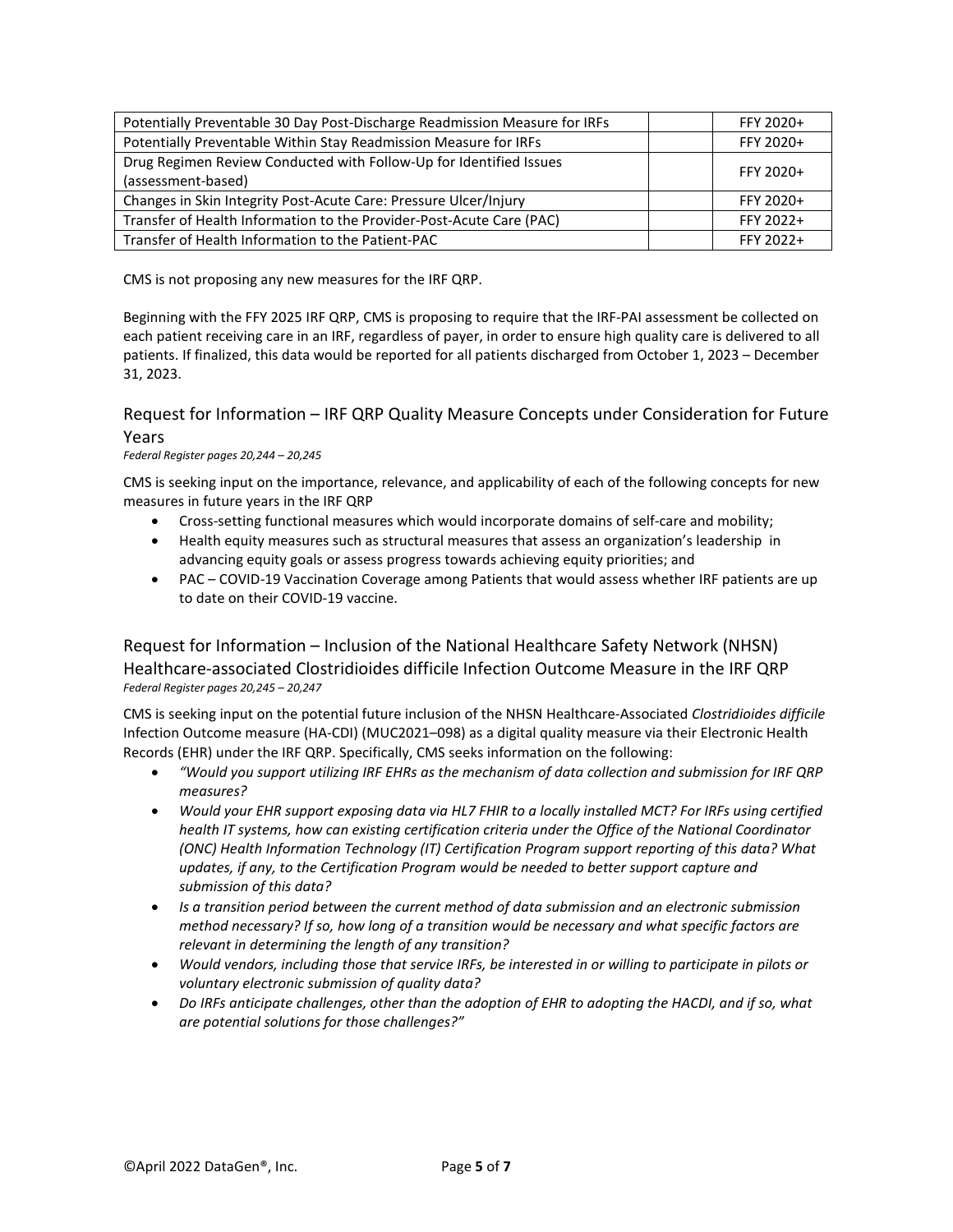| | | |
|---|---|---|
| Potentially Preventable 30 Day Post-Discharge Readmission Measure for IRFs | | FFY 2020+ |
| Potentially Preventable Within Stay Readmission Measure for IRFs | | FFY 2020+ |
| Drug Regimen Review Conducted with Follow-Up for Identified Issues (assessment-based) | | FFY 2020+ |
| Changes in Skin Integrity Post-Acute Care: Pressure Ulcer/Injury | | FFY 2020+ |
| Transfer of Health Information to the Provider-Post-Acute Care (PAC) | | FFY 2022+ |
| Transfer of Health Information to the Patient-PAC | | FFY 2022+ |

CMS is not proposing any new measures for the IRF QRP.

Beginning with the FFY 2025 IRF QRP, CMS is proposing to require that the IRF-PAI assessment be collected on each patient receiving care in an IRF, regardless of payer, in order to ensure high quality care is delivered to all patients. If finalized, this data would be reported for all patients discharged from October 1, 2023 – December 31, 2023.

## Request for Information – IRF QRP Quality Measure Concepts under Consideration for Future Years

*Federal Register pages 20,244 – 20,245*

CMS is seeking input on the importance, relevance, and applicability of each of the following concepts for new measures in future years in the IRF QRP

- Cross-setting functional measures which would incorporate domains of self-care and mobility;
- Health equity measures such as structural measures that assess an organization's leadership in advancing equity goals or assess progress towards achieving equity priorities; and
- PAC – COVID-19 Vaccination Coverage among Patients that would assess whether IRF patients are up to date on their COVID-19 vaccine.

## Request for Information – Inclusion of the National Healthcare Safety Network (NHSN) Healthcare-associated Clostridioides difficile Infection Outcome Measure in the IRF QRP

*Federal Register pages 20,245 – 20,247*

CMS is seeking input on the potential future inclusion of the NHSN Healthcare-Associated *Clostridioides difficile* Infection Outcome measure (HA-CDI) (MUC2021–098) as a digital quality measure via their Electronic Health Records (EHR) under the IRF QRP. Specifically, CMS seeks information on the following:

- *"Would you support utilizing IRF EHRs as the mechanism of data collection and submission for IRF QRP measures?*
- *Would your EHR support exposing data via HL7 FHIR to a locally installed MCT? For IRFs using certified health IT systems, how can existing certification criteria under the Office of the National Coordinator (ONC) Health Information Technology (IT) Certification Program support reporting of this data? What updates, if any, to the Certification Program would be needed to better support capture and submission of this data?*
- *Is a transition period between the current method of data submission and an electronic submission method necessary? If so, how long of a transition would be necessary and what specific factors are relevant in determining the length of any transition?*
- *Would vendors, including those that service IRFs, be interested in or willing to participate in pilots or voluntary electronic submission of quality data?*
- *Do IRFs anticipate challenges, other than the adoption of EHR to adopting the HACDI, and if so, what are potential solutions for those challenges?"*

©April 2022 DataGen®, Inc.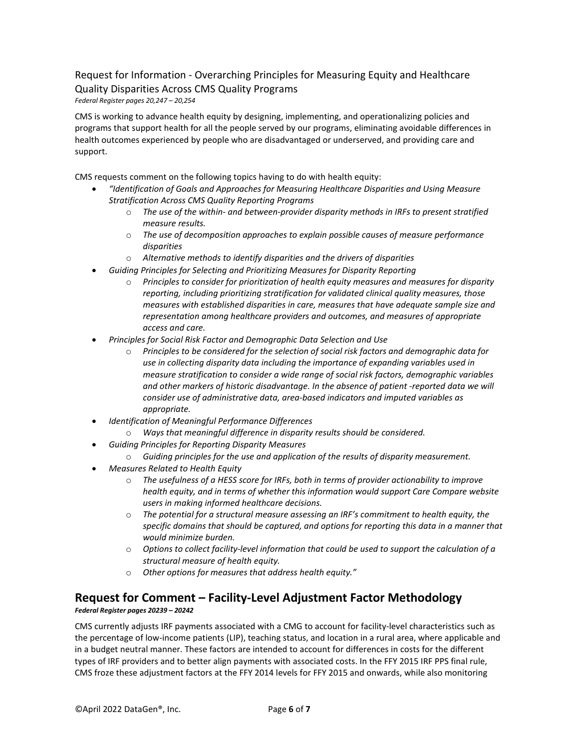## Request for Information - Overarching Principles for Measuring Equity and Healthcare Quality Disparities Across CMS Quality Programs

*Federal Register pages 20,247 – 20,254*

CMS is working to advance health equity by designing, implementing, and operationalizing policies and programs that support health for all the people served by our programs, eliminating avoidable differences in health outcomes experienced by people who are disadvantaged or underserved, and providing care and support.

CMS requests comment on the following topics having to do with health equity:

- *"Identification of Goals and Approaches for Measuring Healthcare Disparities and Using Measure Stratification Across CMS Quality Reporting Programs*
  - *The use of the within- and between-provider disparity methods in IRFs to present stratified measure results.*
  - *The use of decomposition approaches to explain possible causes of measure performance disparities*
  - *Alternative methods to identify disparities and the drivers of disparities*
- *Guiding Principles for Selecting and Prioritizing Measures for Disparity Reporting*
  - *Principles to consider for prioritization of health equity measures and measures for disparity reporting, including prioritizing stratification for validated clinical quality measures, those measures with established disparities in care, measures that have adequate sample size and representation among healthcare providers and outcomes, and measures of appropriate access and care.*
- *Principles for Social Risk Factor and Demographic Data Selection and Use*
  - *Principles to be considered for the selection of social risk factors and demographic data for use in collecting disparity data including the importance of expanding variables used in measure stratification to consider a wide range of social risk factors, demographic variables and other markers of historic disadvantage. In the absence of patient -reported data we will consider use of administrative data, area-based indicators and imputed variables as appropriate.*
- *Identification of Meaningful Performance Differences*
  - *Ways that meaningful difference in disparity results should be considered.*
- *Guiding Principles for Reporting Disparity Measures*
  - *Guiding principles for the use and application of the results of disparity measurement.*
- *Measures Related to Health Equity*
  - *The usefulness of a HESS score for IRFs, both in terms of provider actionability to improve health equity, and in terms of whether this information would support Care Compare website users in making informed healthcare decisions.*
  - *The potential for a structural measure assessing an IRF's commitment to health equity, the specific domains that should be captured, and options for reporting this data in a manner that would minimize burden.*
  - *Options to collect facility-level information that could be used to support the calculation of a structural measure of health equity.*
  - *Other options for measures that address health equity."*

## Request for Comment – Facility-Level Adjustment Factor Methodology

***Federal Register pages 20239 – 20242***

CMS currently adjusts IRF payments associated with a CMG to account for facility-level characteristics such as the percentage of low-income patients (LIP), teaching status, and location in a rural area, where applicable and in a budget neutral manner. These factors are intended to account for differences in costs for the different types of IRF providers and to better align payments with associated costs. In the FFY 2015 IRF PPS final rule, CMS froze these adjustment factors at the FFY 2014 levels for FFY 2015 and onwards, while also monitoring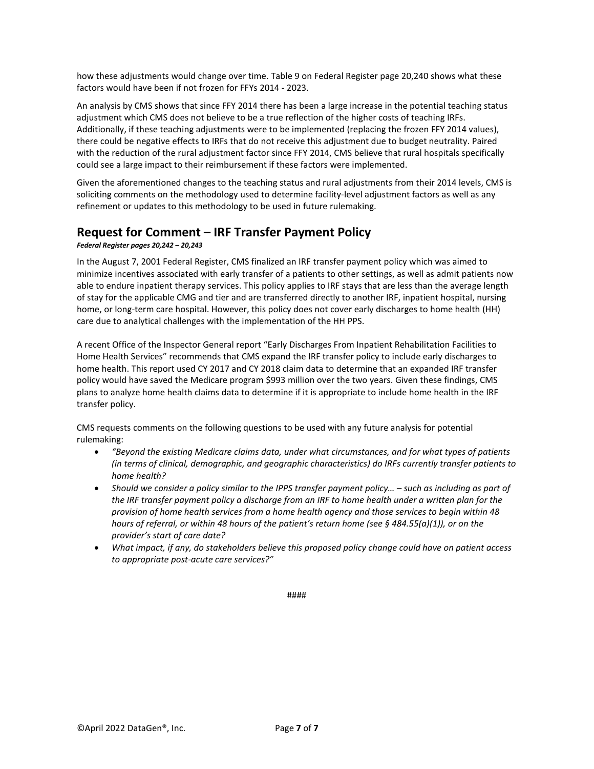how these adjustments would change over time. Table 9 on Federal Register page 20,240 shows what these factors would have been if not frozen for FFYs 2014 - 2023.

An analysis by CMS shows that since FFY 2014 there has been a large increase in the potential teaching status adjustment which CMS does not believe to be a true reflection of the higher costs of teaching IRFs. Additionally, if these teaching adjustments were to be implemented (replacing the frozen FFY 2014 values), there could be negative effects to IRFs that do not receive this adjustment due to budget neutrality. Paired with the reduction of the rural adjustment factor since FFY 2014, CMS believe that rural hospitals specifically could see a large impact to their reimbursement if these factors were implemented.

Given the aforementioned changes to the teaching status and rural adjustments from their 2014 levels, CMS is soliciting comments on the methodology used to determine facility-level adjustment factors as well as any refinement or updates to this methodology to be used in future rulemaking.

## Request for Comment – IRF Transfer Payment Policy

***Federal Register pages 20,242 – 20,243***

In the August 7, 2001 Federal Register, CMS finalized an IRF transfer payment policy which was aimed to minimize incentives associated with early transfer of a patients to other settings, as well as admit patients now able to endure inpatient therapy services. This policy applies to IRF stays that are less than the average length of stay for the applicable CMG and tier and are transferred directly to another IRF, inpatient hospital, nursing home, or long-term care hospital. However, this policy does not cover early discharges to home health (HH) care due to analytical challenges with the implementation of the HH PPS.

A recent Office of the Inspector General report "Early Discharges From Inpatient Rehabilitation Facilities to Home Health Services" recommends that CMS expand the IRF transfer policy to include early discharges to home health. This report used CY 2017 and CY 2018 claim data to determine that an expanded IRF transfer policy would have saved the Medicare program $993 million over the two years. Given these findings, CMS plans to analyze home health claims data to determine if it is appropriate to include home health in the IRF transfer policy.

CMS requests comments on the following questions to be used with any future analysis for potential rulemaking:

- *"Beyond the existing Medicare claims data, under what circumstances, and for what types of patients (in terms of clinical, demographic, and geographic characteristics) do IRFs currently transfer patients to home health?*
- *Should we consider a policy similar to the IPPS transfer payment policy… – such as including as part of the IRF transfer payment policy a discharge from an IRF to home health under a written plan for the provision of home health services from a home health agency and those services to begin within 48 hours of referral, or within 48 hours of the patient's return home (see § 484.55(a)(1)), or on the provider's start of care date?*
- *What impact, if any, do stakeholders believe this proposed policy change could have on patient access to appropriate post-acute care services?"*

####

©April 2022 DataGen®, Inc.